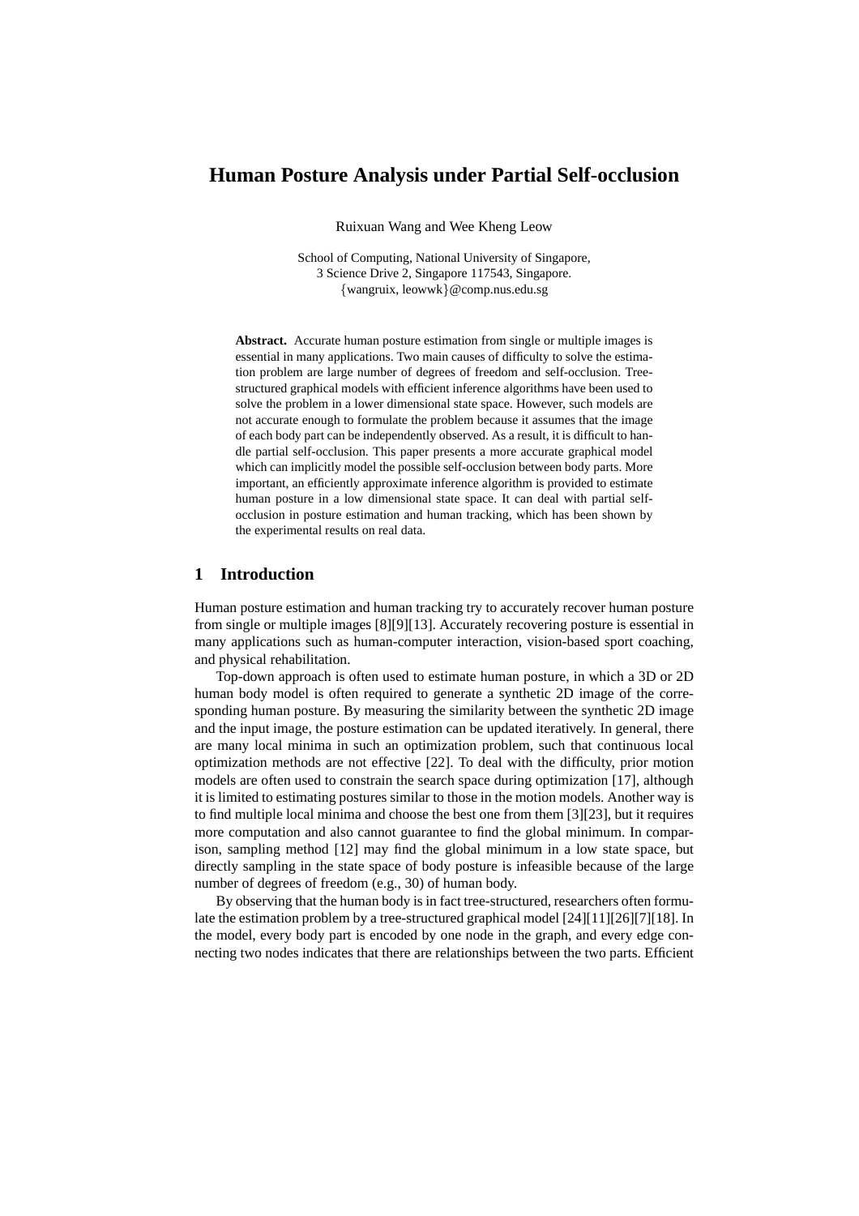# Human Posture Analysis under Partial Self-occlusion

Ruixuan Wang and Wee Kheng Leow

School of Computing, National University of Singapore,
3 Science Drive 2, Singapore 117543, Singapore.
{wangruix, leowwk}@comp.nus.edu.sg

**Abstract.** Accurate human posture estimation from single or multiple images is essential in many applications. Two main causes of difficulty to solve the estimation problem are large number of degrees of freedom and self-occlusion. Tree-structured graphical models with efficient inference algorithms have been used to solve the problem in a lower dimensional state space. However, such models are not accurate enough to formulate the problem because it assumes that the image of each body part can be independently observed. As a result, it is difficult to handle partial self-occlusion. This paper presents a more accurate graphical model which can implicitly model the possible self-occlusion between body parts. More important, an efficiently approximate inference algorithm is provided to estimate human posture in a low dimensional state space. It can deal with partial self-occlusion in posture estimation and human tracking, which has been shown by the experimental results on real data.

## 1 Introduction

Human posture estimation and human tracking try to accurately recover human posture from single or multiple images [8][9][13]. Accurately recovering posture is essential in many applications such as human-computer interaction, vision-based sport coaching, and physical rehabilitation.

Top-down approach is often used to estimate human posture, in which a 3D or 2D human body model is often required to generate a synthetic 2D image of the corresponding human posture. By measuring the similarity between the synthetic 2D image and the input image, the posture estimation can be updated iteratively. In general, there are many local minima in such an optimization problem, such that continuous local optimization methods are not effective [22]. To deal with the difficulty, prior motion models are often used to constrain the search space during optimization [17], although it is limited to estimating postures similar to those in the motion models. Another way is to find multiple local minima and choose the best one from them [3][23], but it requires more computation and also cannot guarantee to find the global minimum. In comparison, sampling method [12] may find the global minimum in a low state space, but directly sampling in the state space of body posture is infeasible because of the large number of degrees of freedom (e.g., 30) of human body.

By observing that the human body is in fact tree-structured, researchers often formulate the estimation problem by a tree-structured graphical model [24][11][26][7][18]. In the model, every body part is encoded by one node in the graph, and every edge connecting two nodes indicates that there are relationships between the two parts. Efficient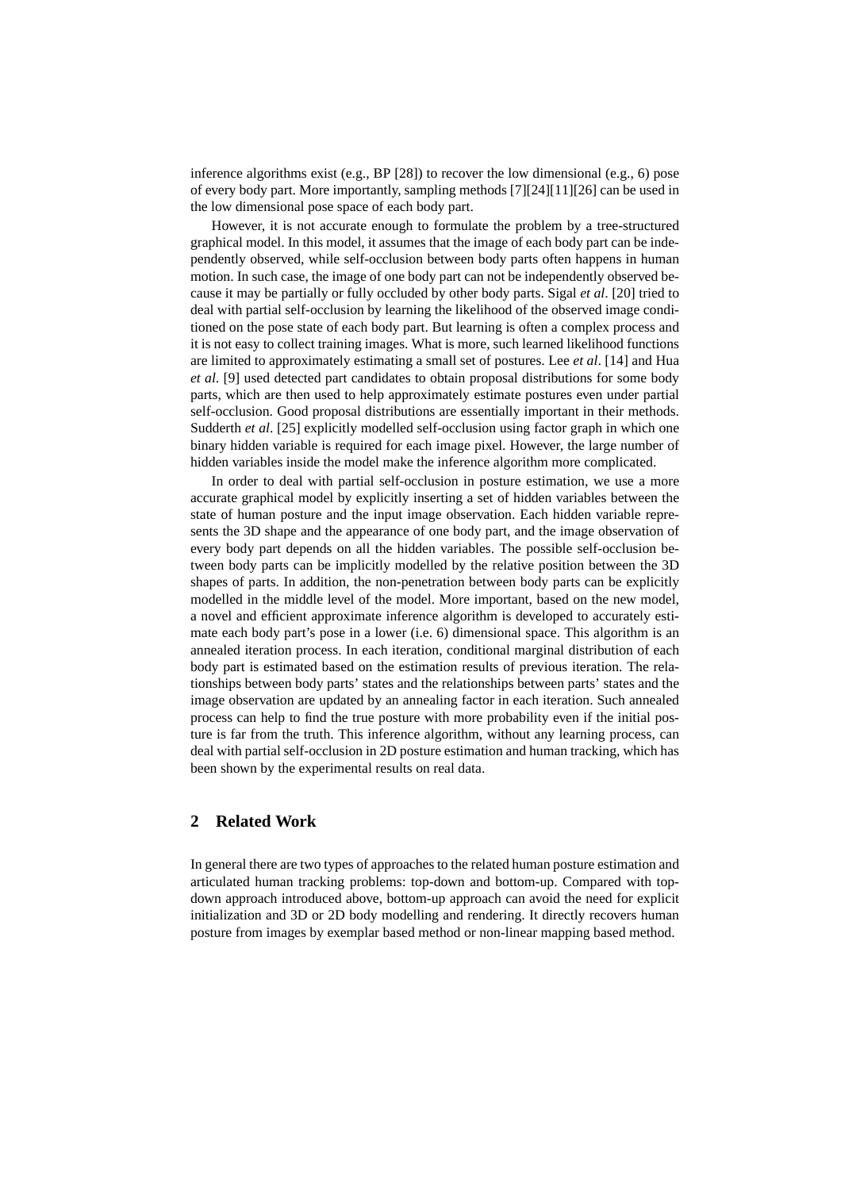inference algorithms exist (e.g., BP [28]) to recover the low dimensional (e.g., 6) pose of every body part. More importantly, sampling methods [7][24][11][26] can be used in the low dimensional pose space of each body part.

However, it is not accurate enough to formulate the problem by a tree-structured graphical model. In this model, it assumes that the image of each body part can be independently observed, while self-occlusion between body parts often happens in human motion. In such case, the image of one body part can not be independently observed because it may be partially or fully occluded by other body parts. Sigal *et al*. [20] tried to deal with partial self-occlusion by learning the likelihood of the observed image conditioned on the pose state of each body part. But learning is often a complex process and it is not easy to collect training images. What is more, such learned likelihood functions are limited to approximately estimating a small set of postures. Lee *et al*. [14] and Hua *et al*. [9] used detected part candidates to obtain proposal distributions for some body parts, which are then used to help approximately estimate postures even under partial self-occlusion. Good proposal distributions are essentially important in their methods. Sudderth *et al*. [25] explicitly modelled self-occlusion using factor graph in which one binary hidden variable is required for each image pixel. However, the large number of hidden variables inside the model make the inference algorithm more complicated.

In order to deal with partial self-occlusion in posture estimation, we use a more accurate graphical model by explicitly inserting a set of hidden variables between the state of human posture and the input image observation. Each hidden variable represents the 3D shape and the appearance of one body part, and the image observation of every body part depends on all the hidden variables. The possible self-occlusion between body parts can be implicitly modelled by the relative position between the 3D shapes of parts. In addition, the non-penetration between body parts can be explicitly modelled in the middle level of the model. More important, based on the new model, a novel and efficient approximate inference algorithm is developed to accurately estimate each body part's pose in a lower (i.e. 6) dimensional space. This algorithm is an annealed iteration process. In each iteration, conditional marginal distribution of each body part is estimated based on the estimation results of previous iteration. The relationships between body parts' states and the relationships between parts' states and the image observation are updated by an annealing factor in each iteration. Such annealed process can help to find the true posture with more probability even if the initial posture is far from the truth. This inference algorithm, without any learning process, can deal with partial self-occlusion in 2D posture estimation and human tracking, which has been shown by the experimental results on real data.

## 2 Related Work

In general there are two types of approaches to the related human posture estimation and articulated human tracking problems: top-down and bottom-up. Compared with top-down approach introduced above, bottom-up approach can avoid the need for explicit initialization and 3D or 2D body modelling and rendering. It directly recovers human posture from images by exemplar based method or non-linear mapping based method.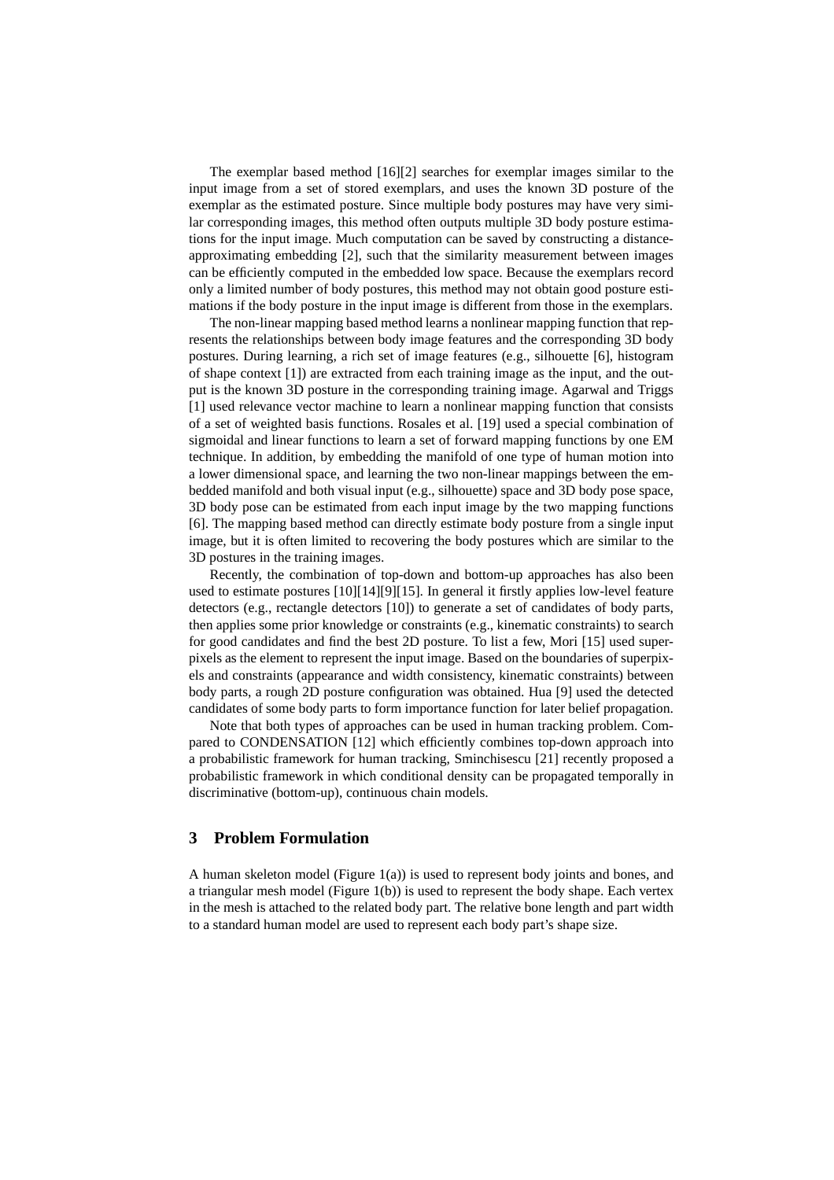The exemplar based method [16][2] searches for exemplar images similar to the input image from a set of stored exemplars, and uses the known 3D posture of the exemplar as the estimated posture. Since multiple body postures may have very similar corresponding images, this method often outputs multiple 3D body posture estimations for the input image. Much computation can be saved by constructing a distance-approximating embedding [2], such that the similarity measurement between images can be efficiently computed in the embedded low space. Because the exemplars record only a limited number of body postures, this method may not obtain good posture estimations if the body posture in the input image is different from those in the exemplars.

The non-linear mapping based method learns a nonlinear mapping function that represents the relationships between body image features and the corresponding 3D body postures. During learning, a rich set of image features (e.g., silhouette [6], histogram of shape context [1]) are extracted from each training image as the input, and the output is the known 3D posture in the corresponding training image. Agarwal and Triggs [1] used relevance vector machine to learn a nonlinear mapping function that consists of a set of weighted basis functions. Rosales et al. [19] used a special combination of sigmoidal and linear functions to learn a set of forward mapping functions by one EM technique. In addition, by embedding the manifold of one type of human motion into a lower dimensional space, and learning the two non-linear mappings between the embedded manifold and both visual input (e.g., silhouette) space and 3D body pose space, 3D body pose can be estimated from each input image by the two mapping functions [6]. The mapping based method can directly estimate body posture from a single input image, but it is often limited to recovering the body postures which are similar to the 3D postures in the training images.

Recently, the combination of top-down and bottom-up approaches has also been used to estimate postures [10][14][9][15]. In general it firstly applies low-level feature detectors (e.g., rectangle detectors [10]) to generate a set of candidates of body parts, then applies some prior knowledge or constraints (e.g., kinematic constraints) to search for good candidates and find the best 2D posture. To list a few, Mori [15] used superpixels as the element to represent the input image. Based on the boundaries of superpixels and constraints (appearance and width consistency, kinematic constraints) between body parts, a rough 2D posture configuration was obtained. Hua [9] used the detected candidates of some body parts to form importance function for later belief propagation.

Note that both types of approaches can be used in human tracking problem. Compared to CONDENSATION [12] which efficiently combines top-down approach into a probabilistic framework for human tracking, Sminchisescu [21] recently proposed a probabilistic framework in which conditional density can be propagated temporally in discriminative (bottom-up), continuous chain models.

## 3 Problem Formulation

A human skeleton model (Figure 1(a)) is used to represent body joints and bones, and a triangular mesh model (Figure 1(b)) is used to represent the body shape. Each vertex in the mesh is attached to the related body part. The relative bone length and part width to a standard human model are used to represent each body part's shape size.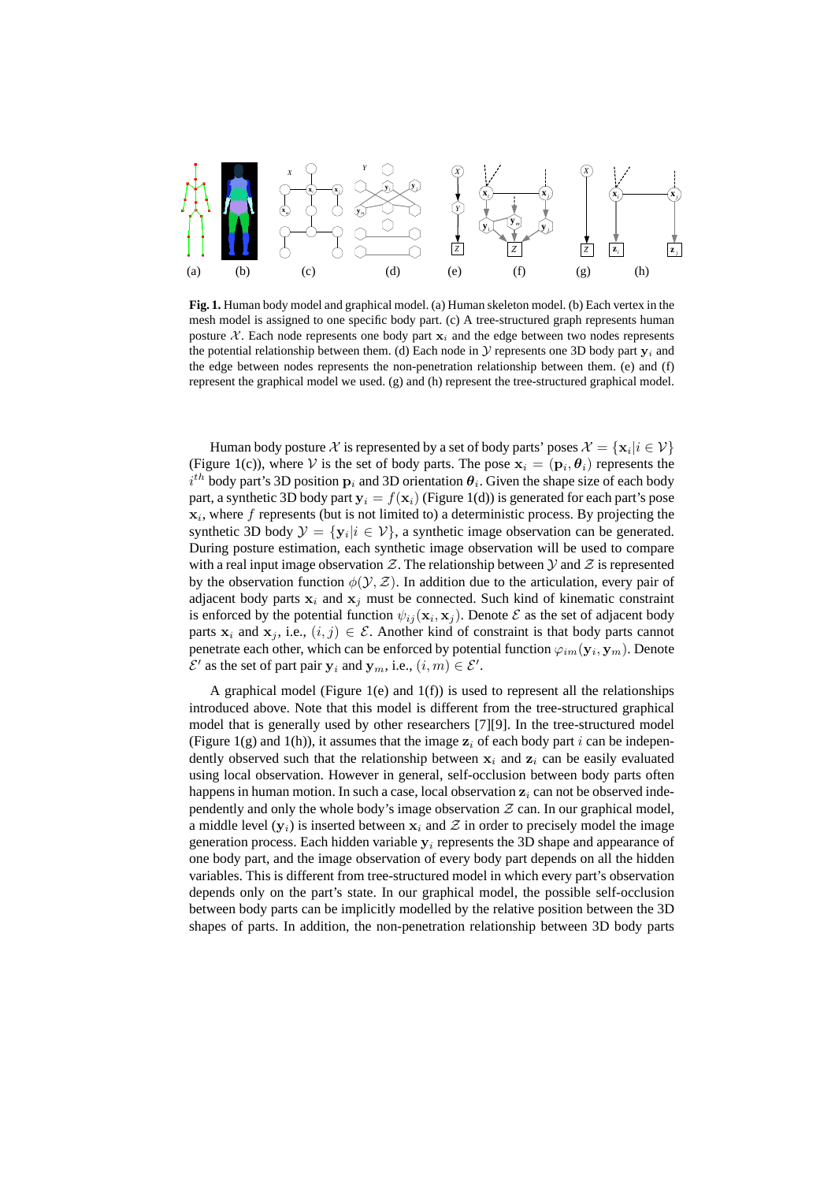**Fig. 1.** Human body model and graphical model. (a) Human skeleton model. (b) Each vertex in the mesh model is assigned to one specific body part. (c) A tree-structured graph represents human posture $\mathcal{X}$. Each node represents one body part $\mathbf{x}_i$ and the edge between two nodes represents the potential relationship between them. (d) Each node in $\mathcal{Y}$ represents one 3D body part $\mathbf{y}_i$ and the edge between nodes represents the non-penetration relationship between them. (e) and (f) represent the graphical model we used. (g) and (h) represent the tree-structured graphical model.

Human body posture $\mathcal{X}$ is represented by a set of body parts' poses $\mathcal{X} = \{\mathbf{x}_i | i \in \mathcal{V}\}$ (Figure 1(c)), where $\mathcal{V}$ is the set of body parts. The pose $\mathbf{x}_i = (\mathbf{p}_i, \boldsymbol{\theta}_i)$ represents the $i^{th}$ body part's 3D position $\mathbf{p}_i$ and 3D orientation $\boldsymbol{\theta}_i$. Given the shape size of each body part, a synthetic 3D body part $\mathbf{y}_i = f(\mathbf{x}_i)$ (Figure 1(d)) is generated for each part's pose $\mathbf{x}_i$, where $f$ represents (but is not limited to) a deterministic process. By projecting the synthetic 3D body $\mathcal{Y} = \{\mathbf{y}_i | i \in \mathcal{V}\}$, a synthetic image observation can be generated. During posture estimation, each synthetic image observation will be used to compare with a real input image observation $\mathcal{Z}$. The relationship between $\mathcal{Y}$ and $\mathcal{Z}$ is represented by the observation function $\phi(\mathcal{Y}, \mathcal{Z})$. In addition due to the articulation, every pair of adjacent body parts $\mathbf{x}_i$ and $\mathbf{x}_j$ must be connected. Such kind of kinematic constraint is enforced by the potential function $\psi_{ij}(\mathbf{x}_i, \mathbf{x}_j)$. Denote $\mathcal{E}$ as the set of adjacent body parts $\mathbf{x}_i$ and $\mathbf{x}_j$, i.e., $(i, j) \in \mathcal{E}$. Another kind of constraint is that body parts cannot penetrate each other, which can be enforced by potential function $\varphi_{im}(\mathbf{y}_i, \mathbf{y}_m)$. Denote $\mathcal{E}'$ as the set of part pair $\mathbf{y}_i$ and $\mathbf{y}_m$, i.e., $(i, m) \in \mathcal{E}'$.

A graphical model (Figure 1(e) and 1(f)) is used to represent all the relationships introduced above. Note that this model is different from the tree-structured graphical model that is generally used by other researchers [7][9]. In the tree-structured model (Figure 1(g) and 1(h)), it assumes that the image $\mathbf{z}_i$ of each body part $i$ can be independently observed such that the relationship between $\mathbf{x}_i$ and $\mathbf{z}_i$ can be easily evaluated using local observation. However in general, self-occlusion between body parts often happens in human motion. In such a case, local observation $\mathbf{z}_i$ can not be observed independently and only the whole body's image observation $\mathcal{Z}$ can. In our graphical model, a middle level ($\mathbf{y}_i$) is inserted between $\mathbf{x}_i$ and $\mathcal{Z}$ in order to precisely model the image generation process. Each hidden variable $\mathbf{y}_i$ represents the 3D shape and appearance of one body part, and the image observation of every body part depends on all the hidden variables. This is different from tree-structured model in which every part's observation depends only on the part's state. In our graphical model, the possible self-occlusion between body parts can be implicitly modelled by the relative position between the 3D shapes of parts. In addition, the non-penetration relationship between 3D body parts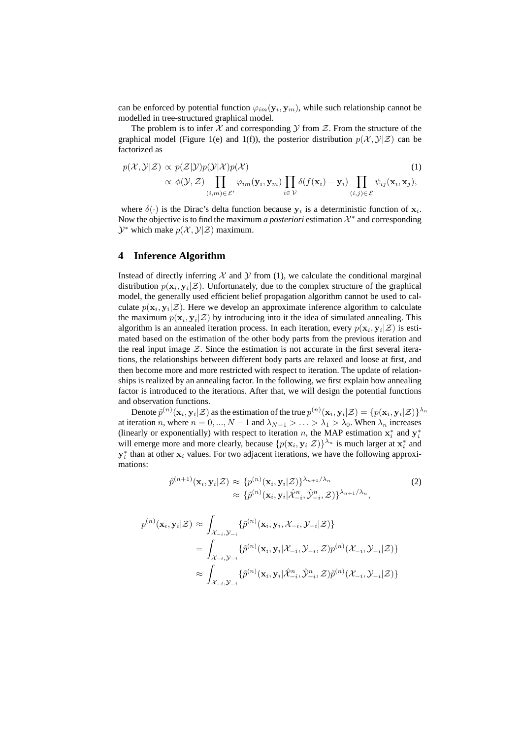can be enforced by potential function $\varphi_{im}(\mathbf{y}_i, \mathbf{y}_m)$, while such relationship cannot be modelled in tree-structured graphical model.

The problem is to infer $\mathcal{X}$ and corresponding $\mathcal{Y}$ from $\mathcal{Z}$. From the structure of the graphical model (Figure 1(e) and 1(f)), the posterior distribution $p(\mathcal{X}, \mathcal{Y}|\mathcal{Z})$ can be factorized as

$$
\begin{aligned}
p(\mathcal{X}, \mathcal{Y}|\mathcal{Z}) &\propto p(\mathcal{Z}|\mathcal{Y})p(\mathcal{Y}|\mathcal{X})p(\mathcal{X}) \\
&\propto \phi(\mathcal{Y}, \mathcal{Z}) \prod_{(i,m)\in\mathcal{E}'} \varphi_{im}(\mathbf{y}_i, \mathbf{y}_m) \prod_{i\in\mathcal{V}} \delta(f(\mathbf{x}_i) - \mathbf{y}_i) \prod_{(i,j)\in\mathcal{E}} \psi_{ij}(\mathbf{x}_i, \mathbf{x}_j),
\end{aligned}
\tag{1}
$$

where $\delta(\cdot)$ is the Dirac's delta function because $\mathbf{y}_i$ is a deterministic function of $\mathbf{x}_i$. Now the objective is to find the maximum *a posteriori* estimation $\mathcal{X}^*$ and corresponding $\mathcal{Y}^*$ which make $p(\mathcal{X}, \mathcal{Y}|\mathcal{Z})$ maximum.

## 4 Inference Algorithm

Instead of directly inferring $\mathcal{X}$ and $\mathcal{Y}$ from (1), we calculate the conditional marginal distribution $p(\mathbf{x}_i, \mathbf{y}_i|\mathcal{Z})$. Unfortunately, due to the complex structure of the graphical model, the generally used efficient belief propagation algorithm cannot be used to calculate $p(\mathbf{x}_i, \mathbf{y}_i|\mathcal{Z})$. Here we develop an approximate inference algorithm to calculate the maximum $p(\mathbf{x}_i, \mathbf{y}_i|\mathcal{Z})$ by introducing into it the idea of simulated annealing. This algorithm is an annealed iteration process. In each iteration, every $p(\mathbf{x}_i, \mathbf{y}_i|\mathcal{Z})$ is estimated based on the estimation of the other body parts from the previous iteration and the real input image $\mathcal{Z}$. Since the estimation is not accurate in the first several iterations, the relationships between different body parts are relaxed and loose at first, and then become more and more restricted with respect to iteration. The update of relationships is realized by an annealing factor. In the following, we first explain how annealing factor is introduced to the iterations. After that, we will design the potential functions and observation functions.

Denote $\tilde{p}^{(n)}(\mathbf{x}_i, \mathbf{y}_i|\mathcal{Z})$ as the estimation of the true $p^{(n)}(\mathbf{x}_i, \mathbf{y}_i|\mathcal{Z}) = \{p(\mathbf{x}_i, \mathbf{y}_i|\mathcal{Z})\}^{\lambda_n}$ at iteration $n$, where $n = 0, ..., N-1$ and $\lambda_{N-1} > \ldots > \lambda_1 > \lambda_0$. When $\lambda_n$ increases (linearly or exponentially) with respect to iteration $n$, the MAP estimation $\mathbf{x}_i^*$ and $\mathbf{y}_i^*$ will emerge more and more clearly, because $\{p(\mathbf{x}_i, \mathbf{y}_i|\mathcal{Z})\}^{\lambda_n}$ is much larger at $\mathbf{x}_i^*$ and $\mathbf{y}_i^*$ than at other $\mathbf{x}_i$ values. For two adjacent iterations, we have the following approximations:

$$
\begin{aligned}
\tilde{p}^{(n+1)}(\mathbf{x}_i, \mathbf{y}_i|\mathcal{Z}) &\approx \{p^{(n)}(\mathbf{x}_i, \mathbf{y}_i|\mathcal{Z})\}^{\lambda_{n+1}/\lambda_n} \\
&\approx \{\tilde{p}^{(n)}(\mathbf{x}_i, \mathbf{y}_i|\hat{\mathcal{X}}_{-i}^n, \hat{\mathcal{Y}}_{-i}^n, \mathcal{Z})\}^{\lambda_{n+1}/\lambda_n},
\end{aligned}
\tag{2}
$$

$$
\begin{aligned}
p^{(n)}(\mathbf{x}_i, \mathbf{y}_i|\mathcal{Z}) &\approx \int_{\mathcal{X}_{-i}, \mathcal{Y}_{-i}} \{\tilde{p}^{(n)}(\mathbf{x}_i, \mathbf{y}_i, \mathcal{X}_{-i}, \mathcal{Y}_{-i}|\mathcal{Z})\} \\
&= \int_{\mathcal{X}_{-i}, \mathcal{Y}_{-i}} \{\tilde{p}^{(n)}(\mathbf{x}_i, \mathbf{y}_i|\mathcal{X}_{-i}, \mathcal{Y}_{-i}, \mathcal{Z})p^{(n)}(\mathcal{X}_{-i}, \mathcal{Y}_{-i}|\mathcal{Z})\} \\
&\approx \int_{\mathcal{X}_{-i}, \mathcal{Y}_{-i}} \{\tilde{p}^{(n)}(\mathbf{x}_i, \mathbf{y}_i|\hat{\mathcal{X}}_{-i}^n, \hat{\mathcal{Y}}_{-i}^n, \mathcal{Z})\tilde{p}^{(n)}(\mathcal{X}_{-i}, \mathcal{Y}_{-i}|\mathcal{Z})\}
\end{aligned}
$$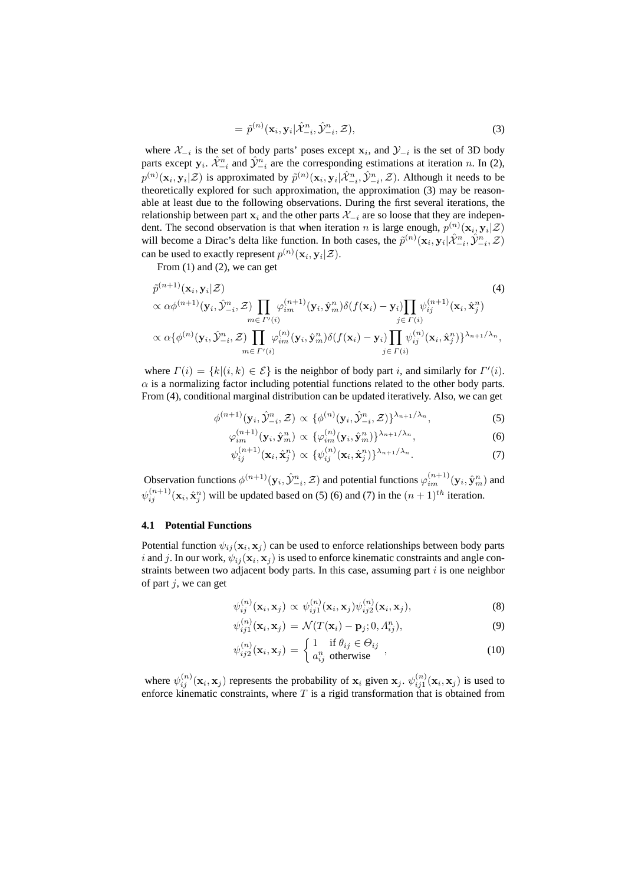$$= \tilde{p}^{(n)}(\mathbf{x}_i, \mathbf{y}_i | \hat{\mathcal{X}}_{-i}^n, \hat{\mathcal{Y}}_{-i}^n, \mathcal{Z}), \tag{3}$$

where $\mathcal{X}_{-i}$ is the set of body parts' poses except $\mathbf{x}_i$, and $\mathcal{Y}_{-i}$ is the set of 3D body parts except $\mathbf{y}_i$. $\hat{\mathcal{X}}_{-i}^n$ and $\hat{\mathcal{Y}}_{-i}^n$ are the corresponding estimations at iteration $n$. In (2), $p^{(n)}(\mathbf{x}_i, \mathbf{y}_i|\mathcal{Z})$ is approximated by $\tilde{p}^{(n)}(\mathbf{x}_i, \mathbf{y}_i|\hat{\mathcal{X}}_{-i}^n, \hat{\mathcal{Y}}_{-i}^n, \mathcal{Z})$. Although it needs to be theoretically explored for such approximation, the approximation (3) may be reasonable at least due to the following observations. During the first several iterations, the relationship between part $\mathbf{x}_i$ and the other parts $\mathcal{X}_{-i}$ are so loose that they are independent. The second observation is that when iteration $n$ is large enough, $p^{(n)}(\mathbf{x}_i, \mathbf{y}_i|\mathcal{Z})$ will become a Dirac's delta like function. In both cases, the $\tilde{p}^{(n)}(\mathbf{x}_i, \mathbf{y}_i|\hat{\mathcal{X}}_{-i}^n, \hat{\mathcal{Y}}_{-i}^n, \mathcal{Z})$ can be used to exactly represent $p^{(n)}(\mathbf{x}_i, \mathbf{y}_i|\mathcal{Z})$.

From (1) and (2), we can get

$$\begin{aligned}
&\tilde{p}^{(n+1)}(\mathbf{x}_i, \mathbf{y}_i|\mathcal{Z}) \qquad (4)\\
&\propto \alpha \phi^{(n+1)}(\mathbf{y}_i, \hat{\mathcal{Y}}_{-i}^n, \mathcal{Z}) \prod_{m \in \Gamma'(i)} \varphi_{im}^{(n+1)}(\mathbf{y}_i, \hat{\mathbf{y}}_m^n) \delta(f(\mathbf{x}_i) - \mathbf{y}_i) \prod_{j \in \Gamma(i)} \psi_{ij}^{(n+1)}(\mathbf{x}_i, \hat{\mathbf{x}}_j^n)\\
&\propto \alpha \{\phi^{(n)}(\mathbf{y}_i, \hat{\mathcal{Y}}_{-i}^n, \mathcal{Z}) \prod_{m \in \Gamma'(i)} \varphi_{im}^{(n)}(\mathbf{y}_i, \hat{\mathbf{y}}_m^n) \delta(f(\mathbf{x}_i) - \mathbf{y}_i) \prod_{j \in \Gamma(i)} \psi_{ij}^{(n)}(\mathbf{x}_i, \hat{\mathbf{x}}_j^n)\}^{\lambda_{n+1}/\lambda_n},
\end{aligned}$$

where $\Gamma(i) = \{k|(i,k) \in \mathcal{E}\}$ is the neighbor of body part $i$, and similarly for $\Gamma'(i)$. $\alpha$ is a normalizing factor including potential functions related to the other body parts. From (4), conditional marginal distribution can be updated iteratively. Also, we can get

$$\phi^{(n+1)}(\mathbf{y}_i, \hat{\mathcal{Y}}_{-i}^n, \mathcal{Z}) \propto \{\phi^{(n)}(\mathbf{y}_i, \hat{\mathcal{Y}}_{-i}^n, \mathcal{Z})\}^{\lambda_{n+1}/\lambda_n}, \tag{5}$$

$$\varphi_{im}^{(n+1)}(\mathbf{y}_i, \hat{\mathbf{y}}_m^n) \propto \{\varphi_{im}^{(n)}(\mathbf{y}_i, \hat{\mathbf{y}}_m^n)\}^{\lambda_{n+1}/\lambda_n}, \tag{6}$$

$$\psi_{ij}^{(n+1)}(\mathbf{x}_i, \hat{\mathbf{x}}_j^n) \propto \{\psi_{ij}^{(n)}(\mathbf{x}_i, \hat{\mathbf{x}}_j^n)\}^{\lambda_{n+1}/\lambda_n}. \tag{7}$$

Observation functions $\phi^{(n+1)}(\mathbf{y}_i, \hat{\mathcal{Y}}_{-i}^n, \mathcal{Z})$ and potential functions $\varphi_{im}^{(n+1)}(\mathbf{y}_i, \hat{\mathbf{y}}_m^n)$ and $\psi_{ij}^{(n+1)}(\mathbf{x}_i, \hat{\mathbf{x}}_j^n)$ will be updated based on (5) (6) and (7) in the $(n+1)^{th}$ iteration.

### 4.1 Potential Functions

Potential function $\psi_{ij}(\mathbf{x}_i, \mathbf{x}_j)$ can be used to enforce relationships between body parts $i$ and $j$. In our work, $\psi_{ij}(\mathbf{x}_i, \mathbf{x}_j)$ is used to enforce kinematic constraints and angle constraints between two adjacent body parts. In this case, assuming part $i$ is one neighbor of part $j$, we can get

$$\psi_{ij}^{(n)}(\mathbf{x}_i, \mathbf{x}_j) \propto \psi_{ij1}^{(n)}(\mathbf{x}_i, \mathbf{x}_j) \psi_{ij2}^{(n)}(\mathbf{x}_i, \mathbf{x}_j), \tag{8}$$

$$\psi_{ij1}^{(n)}(\mathbf{x}_i, \mathbf{x}_j) = \mathcal{N}(T(\mathbf{x}_i) - \mathbf{p}_j; 0, \Lambda_{ij}^n), \tag{9}$$

$$\psi_{ij2}^{(n)}(\mathbf{x}_i, \mathbf{x}_j) = \begin{cases} 1 & \text{if } \theta_{ij} \in \Theta_{ij} \\ a_{ij}^n & \text{otherwise} \end{cases}, \tag{10}$$

where $\psi_{ij}^{(n)}(\mathbf{x}_i, \mathbf{x}_j)$ represents the probability of $\mathbf{x}_i$ given $\mathbf{x}_j$. $\psi_{ij1}^{(n)}(\mathbf{x}_i, \mathbf{x}_j)$ is used to enforce kinematic constraints, where $T$ is a rigid transformation that is obtained from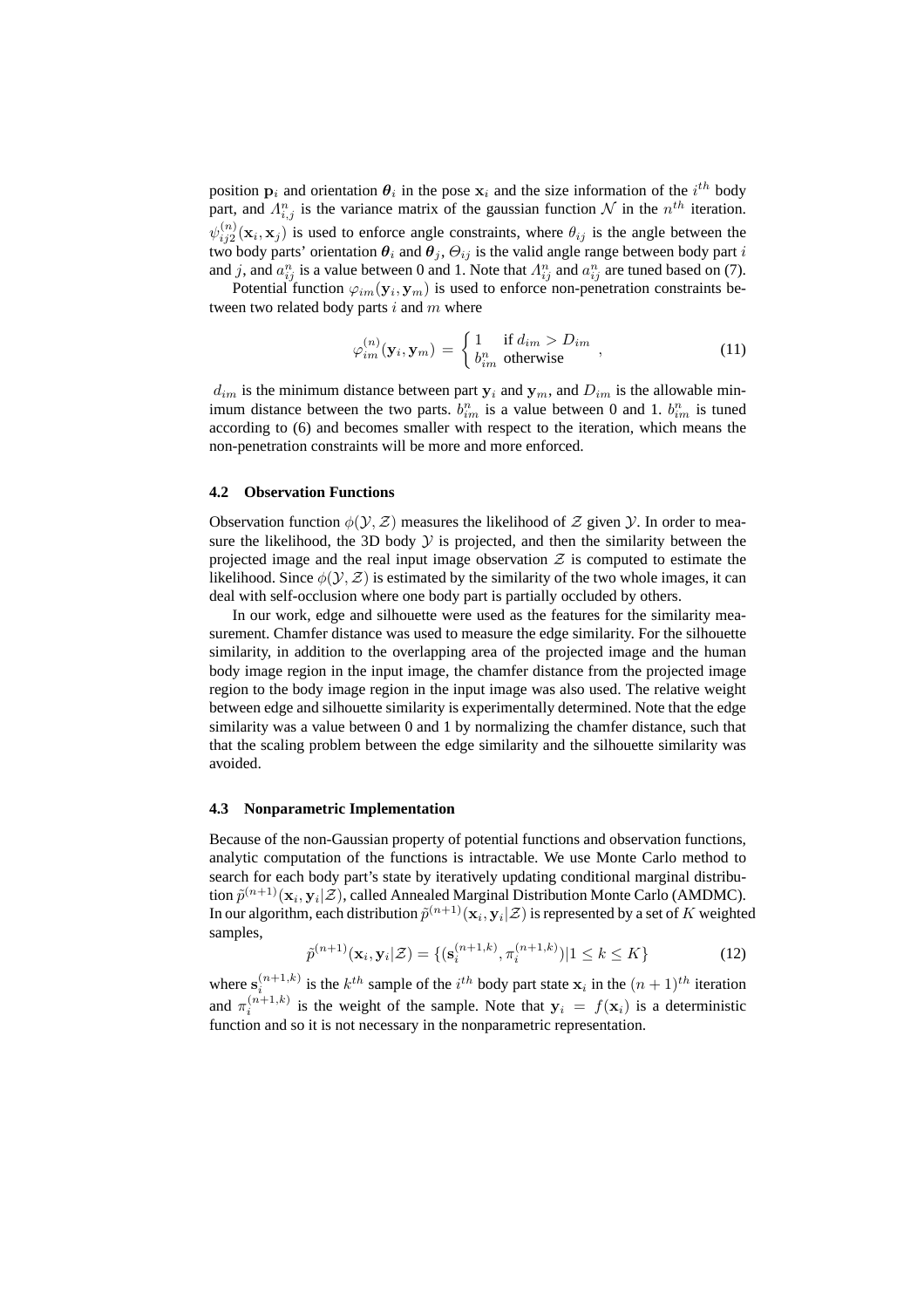position $\mathbf{p}_i$ and orientation $\boldsymbol{\theta}_i$ in the pose $\mathbf{x}_i$ and the size information of the $i^{th}$ body part, and $\Lambda_{i,j}^n$ is the variance matrix of the gaussian function $\mathcal{N}$ in the $n^{th}$ iteration. $\psi_{ij2}^{(n)}(\mathbf{x}_i, \mathbf{x}_j)$ is used to enforce angle constraints, where $\theta_{ij}$ is the angle between the two body parts' orientation $\boldsymbol{\theta}_i$ and $\boldsymbol{\theta}_j$, $\Theta_{ij}$ is the valid angle range between body part $i$ and $j$, and $a_{ij}^n$ is a value between 0 and 1. Note that $\Lambda_{ij}^n$ and $a_{ij}^n$ are tuned based on (7).

Potential function $\varphi_{im}(\mathbf{y}_i, \mathbf{y}_m)$ is used to enforce non-penetration constraints between two related body parts $i$ and $m$ where

$$\varphi_{im}^{(n)}(\mathbf{y}_i, \mathbf{y}_m) = \begin{cases} 1 & \text{if } d_{im} > D_{im} \\ b_{im}^n & \text{otherwise} \end{cases}, \tag{11}$$

$d_{im}$ is the minimum distance between part $\mathbf{y}_i$ and $\mathbf{y}_m$, and $D_{im}$ is the allowable minimum distance between the two parts. $b_{im}^n$ is a value between 0 and 1. $b_{im}^n$ is tuned according to (6) and becomes smaller with respect to the iteration, which means the non-penetration constraints will be more and more enforced.

### 4.2 Observation Functions

Observation function $\phi(\mathcal{Y}, \mathcal{Z})$ measures the likelihood of $\mathcal{Z}$ given $\mathcal{Y}$. In order to measure the likelihood, the 3D body $\mathcal{Y}$ is projected, and then the similarity between the projected image and the real input image observation $\mathcal{Z}$ is computed to estimate the likelihood. Since $\phi(\mathcal{Y}, \mathcal{Z})$ is estimated by the similarity of the two whole images, it can deal with self-occlusion where one body part is partially occluded by others.

In our work, edge and silhouette were used as the features for the similarity measurement. Chamfer distance was used to measure the edge similarity. For the silhouette similarity, in addition to the overlapping area of the projected image and the human body image region in the input image, the chamfer distance from the projected image region to the body image region in the input image was also used. The relative weight between edge and silhouette similarity is experimentally determined. Note that the edge similarity was a value between 0 and 1 by normalizing the chamfer distance, such that that the scaling problem between the edge similarity and the silhouette similarity was avoided.

### 4.3 Nonparametric Implementation

Because of the non-Gaussian property of potential functions and observation functions, analytic computation of the functions is intractable. We use Monte Carlo method to search for each body part's state by iteratively updating conditional marginal distribution $\tilde{p}^{(n+1)}(\mathbf{x}_i, \mathbf{y}_i|\mathcal{Z})$, called Annealed Marginal Distribution Monte Carlo (AMDMC). In our algorithm, each distribution $\tilde{p}^{(n+1)}(\mathbf{x}_i, \mathbf{y}_i|\mathcal{Z})$ is represented by a set of $K$ weighted samples,

$$\tilde{p}^{(n+1)}(\mathbf{x}_i, \mathbf{y}_i|\mathcal{Z}) = \{(\mathbf{s}_i^{(n+1,k)}, \pi_i^{(n+1,k)})|1 \leq k \leq K\} \tag{12}$$

where $\mathbf{s}_i^{(n+1,k)}$ is the $k^{th}$ sample of the $i^{th}$ body part state $\mathbf{x}_i$ in the $(n+1)^{th}$ iteration and $\pi_i^{(n+1,k)}$ is the weight of the sample. Note that $\mathbf{y}_i = f(\mathbf{x}_i)$ is a deterministic function and so it is not necessary in the nonparametric representation.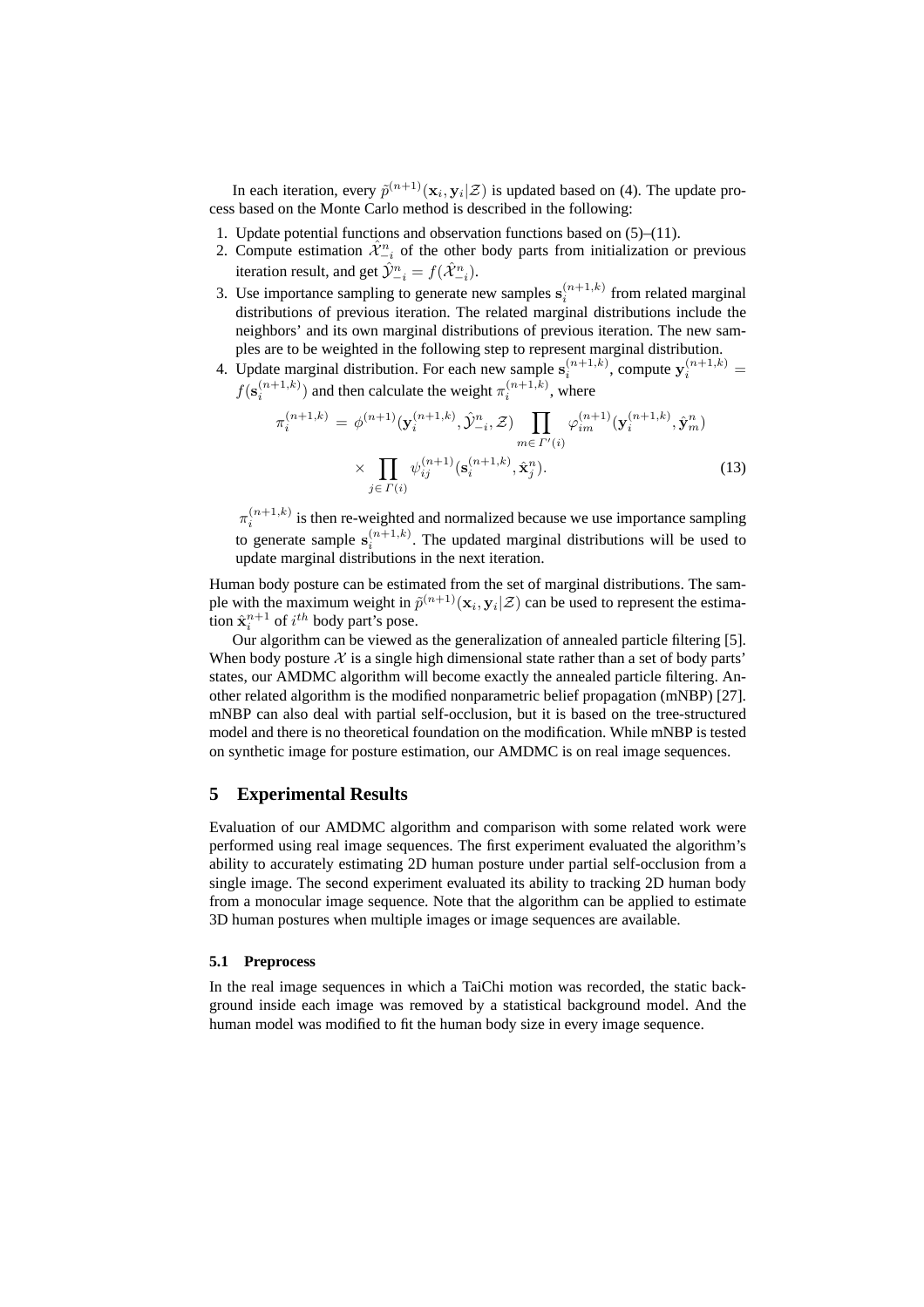In each iteration, every $\tilde{p}^{(n+1)}(\mathbf{x}_i, \mathbf{y}_i|\mathcal{Z})$ is updated based on (4). The update process based on the Monte Carlo method is described in the following:

1. Update potential functions and observation functions based on (5)–(11).
2. Compute estimation $\hat{\mathcal{X}}_{-i}^n$ of the other body parts from initialization or previous iteration result, and get $\hat{\mathcal{Y}}_{-i}^n = f(\hat{\mathcal{X}}_{-i}^n)$.
3. Use importance sampling to generate new samples $\mathbf{s}_i^{(n+1,k)}$ from related marginal distributions of previous iteration. The related marginal distributions include the neighbors' and its own marginal distributions of previous iteration. The new samples are to be weighted in the following step to represent marginal distribution.
4. Update marginal distribution. For each new sample $\mathbf{s}_i^{(n+1,k)}$, compute $\mathbf{y}_i^{(n+1,k)} = f(\mathbf{s}_i^{(n+1,k)})$ and then calculate the weight $\pi_i^{(n+1,k)}$, where

$$\pi_i^{(n+1,k)} = \phi^{(n+1)}(\mathbf{y}_i^{(n+1,k)}, \hat{\mathcal{Y}}_{-i}^n, \mathcal{Z}) \prod_{m \in \Gamma'(i)} \varphi_{im}^{(n+1)}(\mathbf{y}_i^{(n+1,k)}, \hat{\mathbf{y}}_m^n) \times \prod_{j \in \Gamma(i)} \psi_{ij}^{(n+1)}(\mathbf{s}_i^{(n+1,k)}, \hat{\mathbf{x}}_j^n). \tag{13}$$

   $\pi_i^{(n+1,k)}$ is then re-weighted and normalized because we use importance sampling to generate sample $\mathbf{s}_i^{(n+1,k)}$. The updated marginal distributions will be used to update marginal distributions in the next iteration.

Human body posture can be estimated from the set of marginal distributions. The sample with the maximum weight in $\tilde{p}^{(n+1)}(\mathbf{x}_i, \mathbf{y}_i|\mathcal{Z})$ can be used to represent the estimation $\hat{\mathbf{x}}_i^{n+1}$ of $i^{th}$ body part's pose.

Our algorithm can be viewed as the generalization of annealed particle filtering [5]. When body posture $\mathcal{X}$ is a single high dimensional state rather than a set of body parts' states, our AMDMC algorithm will become exactly the annealed particle filtering. Another related algorithm is the modified nonparametric belief propagation (mNBP) [27]. mNBP can also deal with partial self-occlusion, but it is based on the tree-structured model and there is no theoretical foundation on the modification. While mNBP is tested on synthetic image for posture estimation, our AMDMC is on real image sequences.

## 5 Experimental Results

Evaluation of our AMDMC algorithm and comparison with some related work were performed using real image sequences. The first experiment evaluated the algorithm's ability to accurately estimating 2D human posture under partial self-occlusion from a single image. The second experiment evaluated its ability to tracking 2D human body from a monocular image sequence. Note that the algorithm can be applied to estimate 3D human postures when multiple images or image sequences are available.

### 5.1 Preprocess

In the real image sequences in which a TaiChi motion was recorded, the static background inside each image was removed by a statistical background model. And the human model was modified to fit the human body size in every image sequence.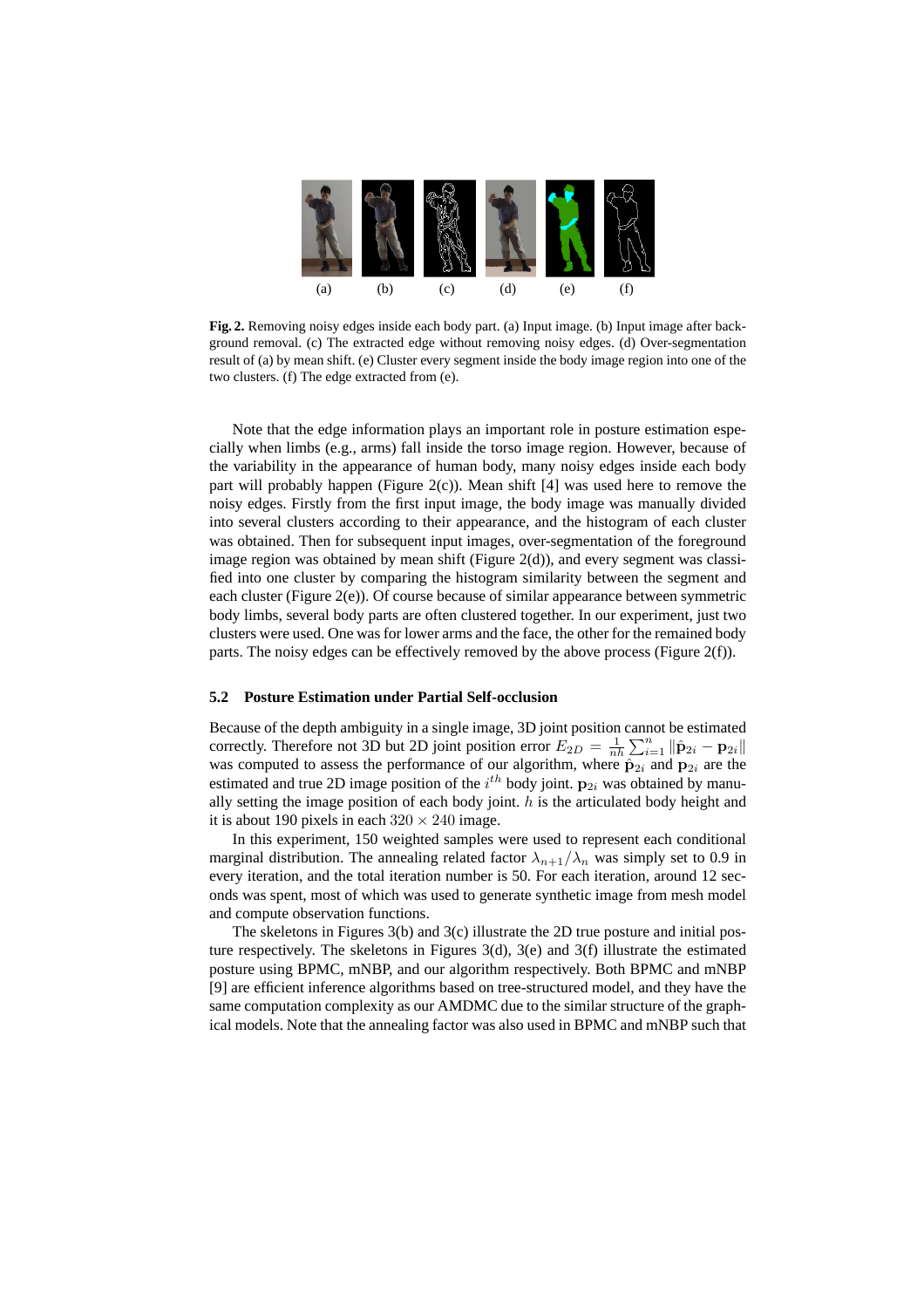**Fig. 2.** Removing noisy edges inside each body part. (a) Input image. (b) Input image after background removal. (c) The extracted edge without removing noisy edges. (d) Over-segmentation result of (a) by mean shift. (e) Cluster every segment inside the body image region into one of the two clusters. (f) The edge extracted from (e).

Note that the edge information plays an important role in posture estimation especially when limbs (e.g., arms) fall inside the torso image region. However, because of the variability in the appearance of human body, many noisy edges inside each body part will probably happen (Figure 2(c)). Mean shift [4] was used here to remove the noisy edges. Firstly from the first input image, the body image was manually divided into several clusters according to their appearance, and the histogram of each cluster was obtained. Then for subsequent input images, over-segmentation of the foreground image region was obtained by mean shift (Figure 2(d)), and every segment was classified into one cluster by comparing the histogram similarity between the segment and each cluster (Figure 2(e)). Of course because of similar appearance between symmetric body limbs, several body parts are often clustered together. In our experiment, just two clusters were used. One was for lower arms and the face, the other for the remained body parts. The noisy edges can be effectively removed by the above process (Figure 2(f)).

### 5.2 Posture Estimation under Partial Self-occlusion

Because of the depth ambiguity in a single image, 3D joint position cannot be estimated correctly. Therefore not 3D but 2D joint position error $E_{2D} = \frac{1}{nh}\sum_{i=1}^{n} \|\hat{\mathbf{p}}_{2i} - \mathbf{p}_{2i}\|$ was computed to assess the performance of our algorithm, where $\hat{\mathbf{p}}_{2i}$ and $\mathbf{p}_{2i}$ are the estimated and true 2D image position of the $i^{th}$ body joint. $\mathbf{p}_{2i}$ was obtained by manually setting the image position of each body joint. $h$ is the articulated body height and it is about 190 pixels in each $320 \times 240$ image.

In this experiment, 150 weighted samples were used to represent each conditional marginal distribution. The annealing related factor $\lambda_{n+1}/\lambda_n$ was simply set to 0.9 in every iteration, and the total iteration number is 50. For each iteration, around 12 seconds was spent, most of which was used to generate synthetic image from mesh model and compute observation functions.

The skeletons in Figures 3(b) and 3(c) illustrate the 2D true posture and initial posture respectively. The skeletons in Figures 3(d), 3(e) and 3(f) illustrate the estimated posture using BPMC, mNBP, and our algorithm respectively. Both BPMC and mNBP [9] are efficient inference algorithms based on tree-structured model, and they have the same computation complexity as our AMDMC due to the similar structure of the graphical models. Note that the annealing factor was also used in BPMC and mNBP such that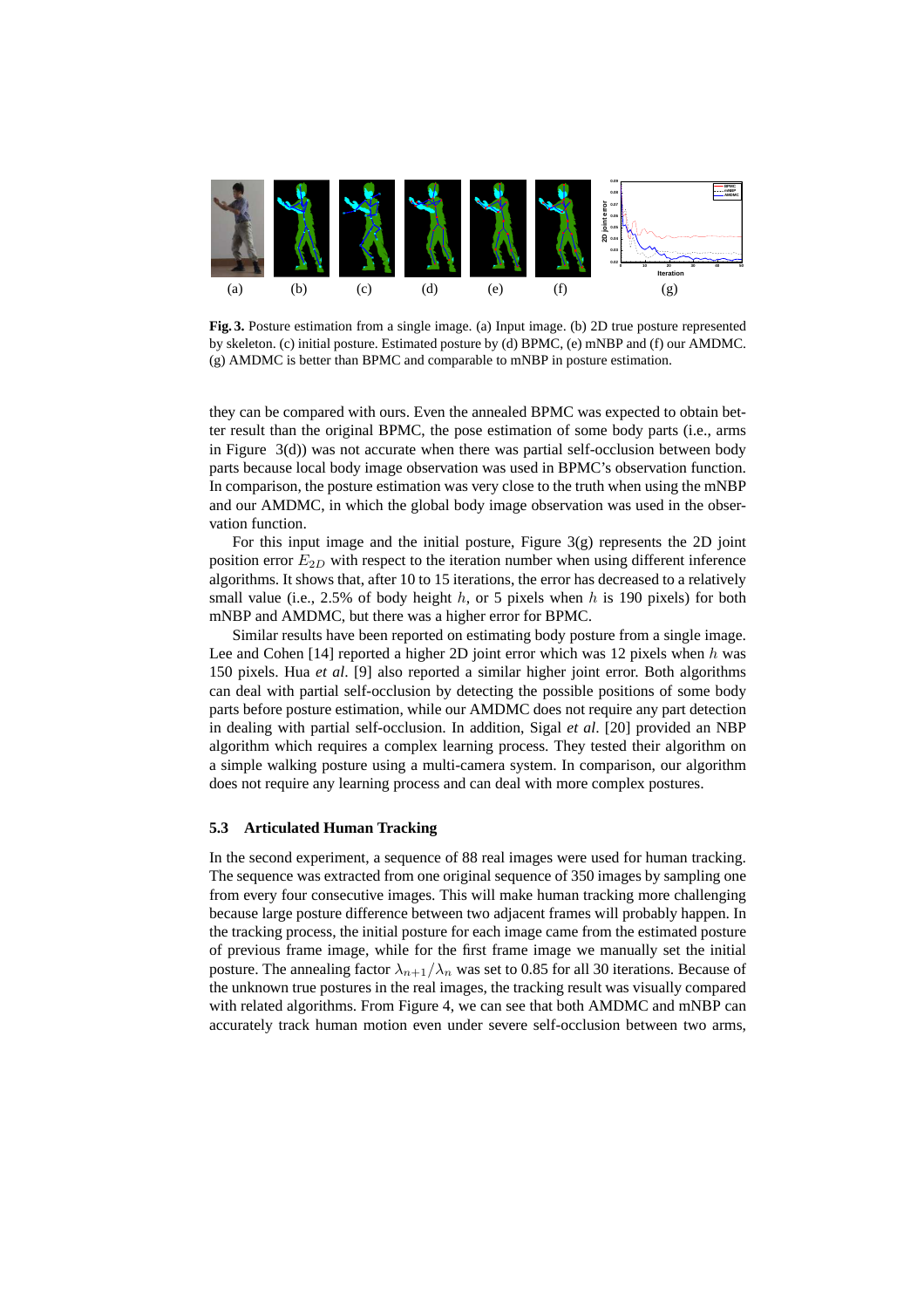**Fig. 3.** Posture estimation from a single image. (a) Input image. (b) 2D true posture represented by skeleton. (c) initial posture. Estimated posture by (d) BPMC, (e) mNBP and (f) our AMDMC. (g) AMDMC is better than BPMC and comparable to mNBP in posture estimation.

they can be compared with ours. Even the annealed BPMC was expected to obtain better result than the original BPMC, the pose estimation of some body parts (i.e., arms in Figure 3(d)) was not accurate when there was partial self-occlusion between body parts because local body image observation was used in BPMC's observation function. In comparison, the posture estimation was very close to the truth when using the mNBP and our AMDMC, in which the global body image observation was used in the observation function.

For this input image and the initial posture, Figure 3(g) represents the 2D joint position error $E_{2D}$ with respect to the iteration number when using different inference algorithms. It shows that, after 10 to 15 iterations, the error has decreased to a relatively small value (i.e., 2.5% of body height $h$, or 5 pixels when $h$ is 190 pixels) for both mNBP and AMDMC, but there was a higher error for BPMC.

Similar results have been reported on estimating body posture from a single image. Lee and Cohen [14] reported a higher 2D joint error which was 12 pixels when $h$ was 150 pixels. Hua *et al*. [9] also reported a similar higher joint error. Both algorithms can deal with partial self-occlusion by detecting the possible positions of some body parts before posture estimation, while our AMDMC does not require any part detection in dealing with partial self-occlusion. In addition, Sigal *et al*. [20] provided an NBP algorithm which requires a complex learning process. They tested their algorithm on a simple walking posture using a multi-camera system. In comparison, our algorithm does not require any learning process and can deal with more complex postures.

### 5.3 Articulated Human Tracking

In the second experiment, a sequence of 88 real images were used for human tracking. The sequence was extracted from one original sequence of 350 images by sampling one from every four consecutive images. This will make human tracking more challenging because large posture difference between two adjacent frames will probably happen. In the tracking process, the initial posture for each image came from the estimated posture of previous frame image, while for the first frame image we manually set the initial posture. The annealing factor $\lambda_{n+1}/\lambda_n$ was set to 0.85 for all 30 iterations. Because of the unknown true postures in the real images, the tracking result was visually compared with related algorithms. From Figure 4, we can see that both AMDMC and mNBP can accurately track human motion even under severe self-occlusion between two arms,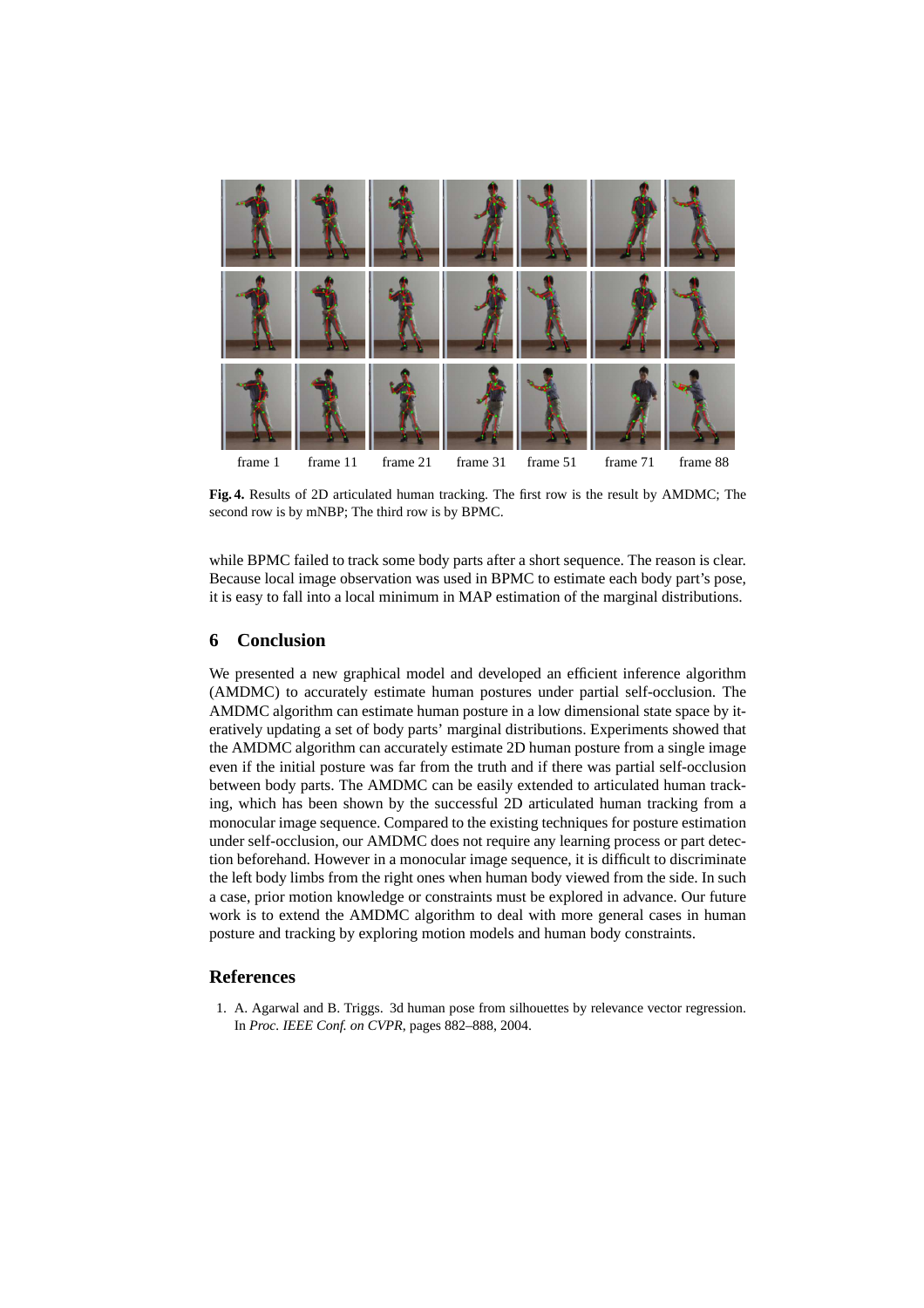frame 1 frame 11 frame 21 frame 31 frame 51 frame 71 frame 88

**Fig. 4.** Results of 2D articulated human tracking. The first row is the result by AMDMC; The second row is by mNBP; The third row is by BPMC.

while BPMC failed to track some body parts after a short sequence. The reason is clear. Because local image observation was used in BPMC to estimate each body part's pose, it is easy to fall into a local minimum in MAP estimation of the marginal distributions.

## 6 Conclusion

We presented a new graphical model and developed an efficient inference algorithm (AMDMC) to accurately estimate human postures under partial self-occlusion. The AMDMC algorithm can estimate human posture in a low dimensional state space by iteratively updating a set of body parts' marginal distributions. Experiments showed that the AMDMC algorithm can accurately estimate 2D human posture from a single image even if the initial posture was far from the truth and if there was partial self-occlusion between body parts. The AMDMC can be easily extended to articulated human tracking, which has been shown by the successful 2D articulated human tracking from a monocular image sequence. Compared to the existing techniques for posture estimation under self-occlusion, our AMDMC does not require any learning process or part detection beforehand. However in a monocular image sequence, it is difficult to discriminate the left body limbs from the right ones when human body viewed from the side. In such a case, prior motion knowledge or constraints must be explored in advance. Our future work is to extend the AMDMC algorithm to deal with more general cases in human posture and tracking by exploring motion models and human body constraints.

## References

1. A. Agarwal and B. Triggs. 3d human pose from silhouettes by relevance vector regression. In *Proc. IEEE Conf. on CVPR*, pages 882–888, 2004.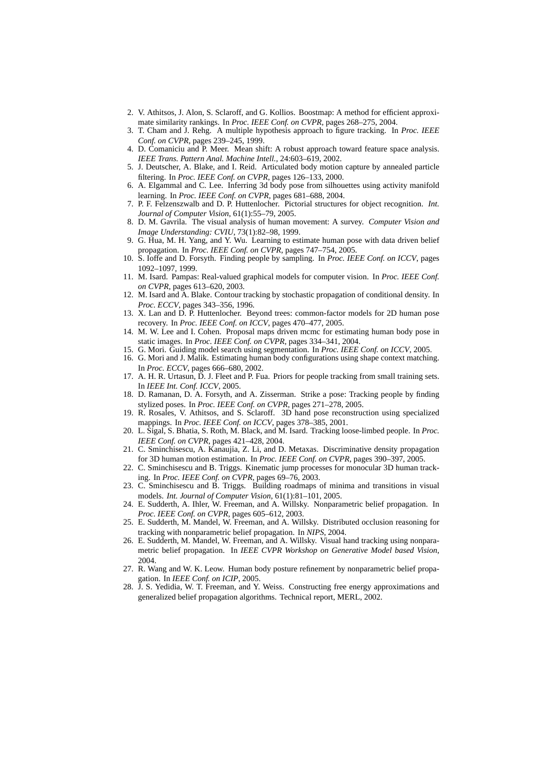2. V. Athitsos, J. Alon, S. Sclaroff, and G. Kollios. Boostmap: A method for efficient approximate similarity rankings. In *Proc. IEEE Conf. on CVPR*, pages 268–275, 2004.
3. T. Cham and J. Rehg. A multiple hypothesis approach to figure tracking. In *Proc. IEEE Conf. on CVPR*, pages 239–245, 1999.
4. D. Comaniciu and P. Meer. Mean shift: A robust approach toward feature space analysis. *IEEE Trans. Pattern Anal. Machine Intell.*, 24:603–619, 2002.
5. J. Deutscher, A. Blake, and I. Reid. Articulated body motion capture by annealed particle filtering. In *Proc. IEEE Conf. on CVPR*, pages 126–133, 2000.
6. A. Elgammal and C. Lee. Inferring 3d body pose from silhouettes using activity manifold learning. In *Proc. IEEE Conf. on CVPR*, pages 681–688, 2004.
7. P. F. Felzenszwalb and D. P. Huttenlocher. Pictorial structures for object recognition. *Int. Journal of Computer Vision*, 61(1):55–79, 2005.
8. D. M. Gavrila. The visual analysis of human movement: A survey. *Computer Vision and Image Understanding: CVIU*, 73(1):82–98, 1999.
9. G. Hua, M. H. Yang, and Y. Wu. Learning to estimate human pose with data driven belief propagation. In *Proc. IEEE Conf. on CVPR*, pages 747–754, 2005.
10. S. Ioffe and D. Forsyth. Finding people by sampling. In *Proc. IEEE Conf. on ICCV*, pages 1092–1097, 1999.
11. M. Isard. Pampas: Real-valued graphical models for computer vision. In *Proc. IEEE Conf. on CVPR*, pages 613–620, 2003.
12. M. Isard and A. Blake. Contour tracking by stochastic propagation of conditional density. In *Proc. ECCV*, pages 343–356, 1996.
13. X. Lan and D. P. Huttenlocher. Beyond trees: common-factor models for 2D human pose recovery. In *Proc. IEEE Conf. on ICCV*, pages 470–477, 2005.
14. M. W. Lee and I. Cohen. Proposal maps driven mcmc for estimating human body pose in static images. In *Proc. IEEE Conf. on CVPR*, pages 334–341, 2004.
15. G. Mori. Guiding model search using segmentation. In *Proc. IEEE Conf. on ICCV*, 2005.
16. G. Mori and J. Malik. Estimating human body configurations using shape context matching. In *Proc. ECCV*, pages 666–680, 2002.
17. A. H. R. Urtasun, D. J. Fleet and P. Fua. Priors for people tracking from small training sets. In *IEEE Int. Conf. ICCV*, 2005.
18. D. Ramanan, D. A. Forsyth, and A. Zisserman. Strike a pose: Tracking people by finding stylized poses. In *Proc. IEEE Conf. on CVPR*, pages 271–278, 2005.
19. R. Rosales, V. Athitsos, and S. Sclaroff. 3D hand pose reconstruction using specialized mappings. In *Proc. IEEE Conf. on ICCV*, pages 378–385, 2001.
20. L. Sigal, S. Bhatia, S. Roth, M. Black, and M. Isard. Tracking loose-limbed people. In *Proc. IEEE Conf. on CVPR*, pages 421–428, 2004.
21. C. Sminchisescu, A. Kanaujia, Z. Li, and D. Metaxas. Discriminative density propagation for 3D human motion estimation. In *Proc. IEEE Conf. on CVPR*, pages 390–397, 2005.
22. C. Sminchisescu and B. Triggs. Kinematic jump processes for monocular 3D human tracking. In *Proc. IEEE Conf. on CVPR*, pages 69–76, 2003.
23. C. Sminchisescu and B. Triggs. Building roadmaps of minima and transitions in visual models. *Int. Journal of Computer Vision*, 61(1):81–101, 2005.
24. E. Sudderth, A. Ihler, W. Freeman, and A. Willsky. Nonparametric belief propagation. In *Proc. IEEE Conf. on CVPR*, pages 605–612, 2003.
25. E. Sudderth, M. Mandel, W. Freeman, and A. Willsky. Distributed occlusion reasoning for tracking with nonparametric belief propagation. In *NIPS*, 2004.
26. E. Sudderth, M. Mandel, W. Freeman, and A. Willsky. Visual hand tracking using nonparametric belief propagation. In *IEEE CVPR Workshop on Generative Model based Vision*, 2004.
27. R. Wang and W. K. Leow. Human body posture refinement by nonparametric belief propagation. In *IEEE Conf. on ICIP*, 2005.
28. J. S. Yedidia, W. T. Freeman, and Y. Weiss. Constructing free energy approximations and generalized belief propagation algorithms. Technical report, MERL, 2002.